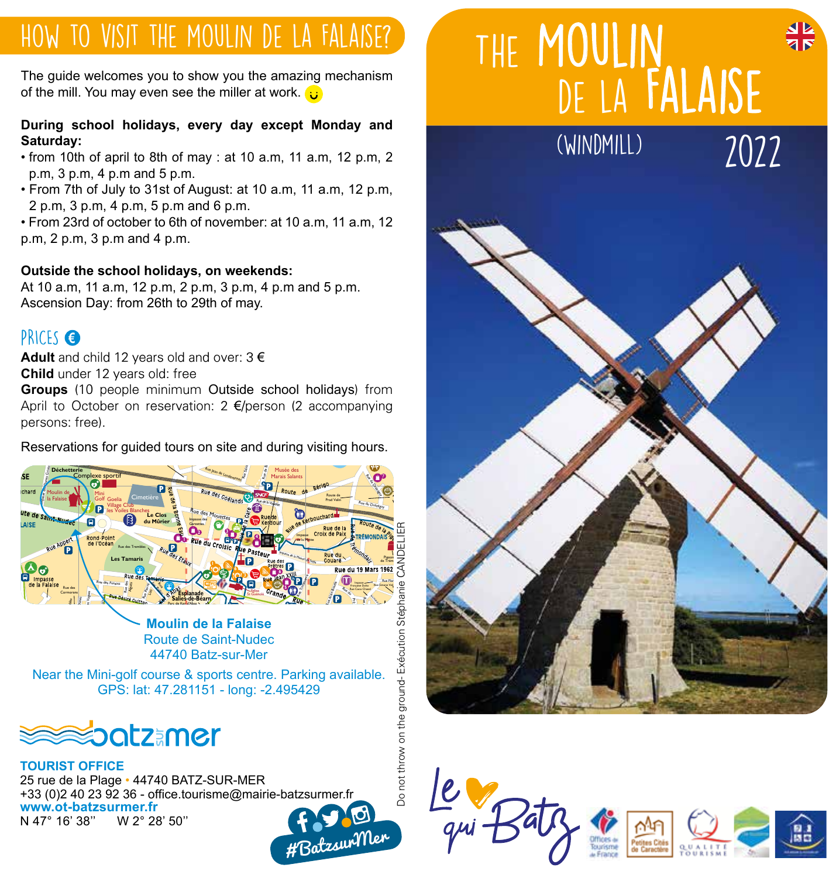# HOW TO VISIT THE MOULIN DE LA FALAISE?

The guide welcomes you to show you the amazing mechanism of the mill. You may even see the miller at work.

**During school holidays, every day except Monday and Saturday:**

- from 10th of april to 8th of may : at 10 a.m, 11 a.m, 12 p.m, 2 p.m, 3 p.m, 4 p.m and 5 p.m.
- From 7th of July to 31st of August: at 10 a.m, 11 a.m, 12 p.m, 2 p.m, 3 p.m, 4 p.m, 5 p.m and 6 p.m.
- From 23rd of october to 6th of november: at 10 a.m, 11 a.m, 12 p.m, 2 p.m, 3 p.m and 4 p.m.

**Outside the school holidays, on weekends:**
At 10 a.m, 11 a.m, 12 p.m, 2 p.m, 3 p.m, 4 p.m and 5 p.m.
Ascension Day: from 26th to 29th of may.

## PRICES

**Adult** and child 12 years old and over: 3 €
**Child** under 12 years old: free
**Groups** (10 people minimum Outside school holidays) from April to October on reservation: 2 €/person (2 accompanying persons: free).

Reservations for guided tours on site and during visiting hours.

**Moulin de la Falaise**
Route de Saint-Nudec
44740 Batz-sur-Mer

Near the Mini-golf course & sports centre. Parking available.
GPS: lat: 47.281151 - long: -2.495429

batz sur mer

**TOURIST OFFICE**
25 rue de la Plage • 44740 BATZ-SUR-MER
+33 (0)2 40 23 92 36 - office.tourisme@mairie-batzsurmer.fr
**www.ot-batzsurmer.fr**
N 47° 16' 38'' W 2° 28' 50''

#BatzsurMer

Do not throw on the ground- Exécution Stéphanie CANDELIER

# THE MOULIN DE LA FALAISE

(WINDMILL)

2022

Le qui Batz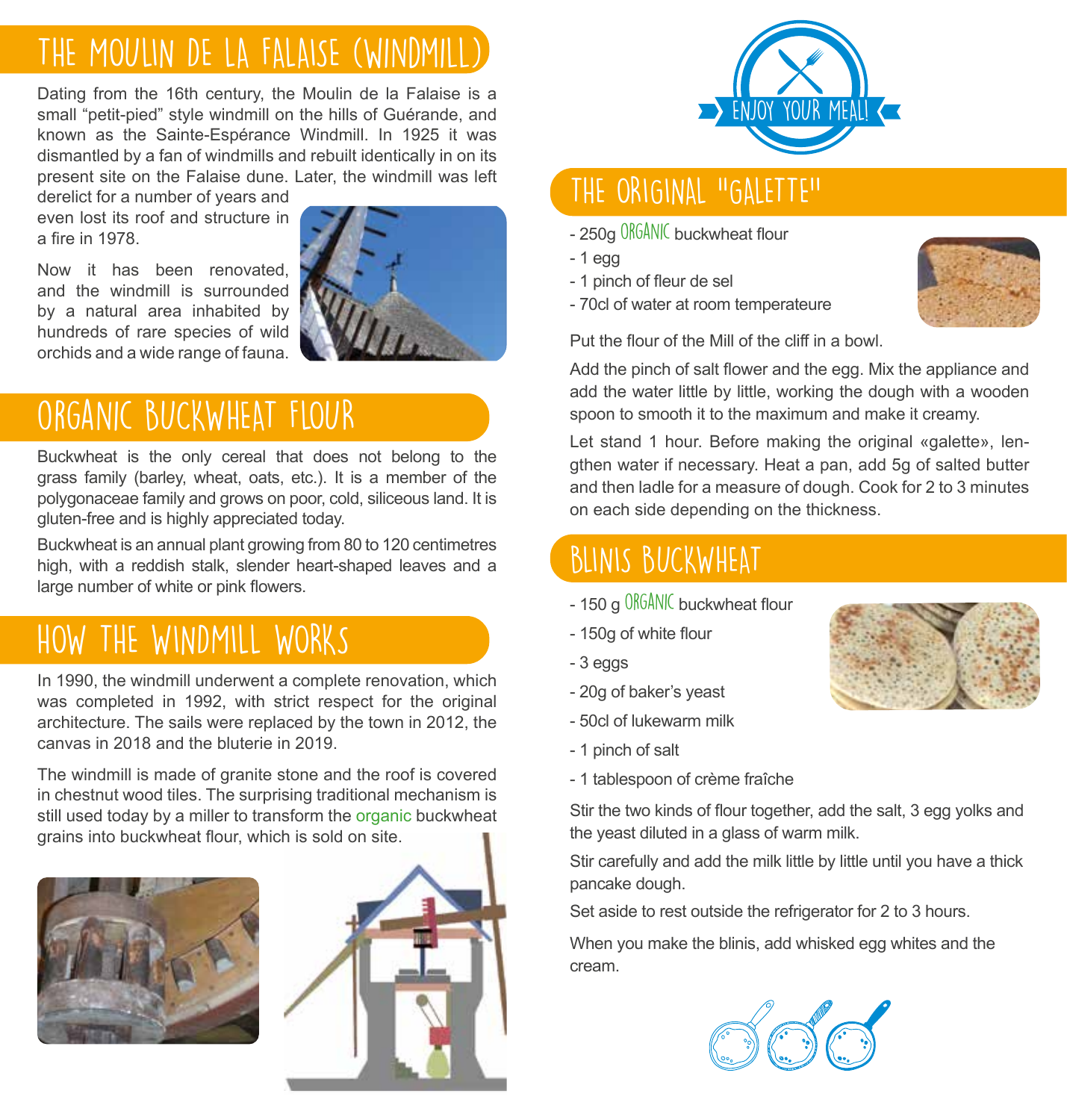## THE MOULIN DE LA FALAISE (WINDMILL)

Dating from the 16th century, the Moulin de la Falaise is a small "petit-pied" style windmill on the hills of Guérande, and known as the Sainte-Espérance Windmill. In 1925 it was dismantled by a fan of windmills and rebuilt identically in on its present site on the Falaise dune. Later, the windmill was left derelict for a number of years and even lost its roof and structure in a fire in 1978.

Now it has been renovated, and the windmill is surrounded by a natural area inhabited by hundreds of rare species of wild orchids and a wide range of fauna.

## ORGANIC BUCKWHEAT FLOUR

Buckwheat is the only cereal that does not belong to the grass family (barley, wheat, oats, etc.). It is a member of the polygonaceae family and grows on poor, cold, siliceous land. It is gluten-free and is highly appreciated today.

Buckwheat is an annual plant growing from 80 to 120 centimetres high, with a reddish stalk, slender heart-shaped leaves and a large number of white or pink flowers.

## HOW THE WINDMILL WORKS

In 1990, the windmill underwent a complete renovation, which was completed in 1992, with strict respect for the original architecture. The sails were replaced by the town in 2012, the canvas in 2018 and the bluterie in 2019.

The windmill is made of granite stone and the roof is covered in chestnut wood tiles. The surprising traditional mechanism is still used today by a miller to transform the organic buckwheat grains into buckwheat flour, which is sold on site.

ENJOY YOUR MEAL!

## THE ORIGINAL "GALETTE"

- 250g ORGANIC buckwheat flour
- 1 egg
- 1 pinch of fleur de sel
- 70cl of water at room temperateure

Put the flour of the Mill of the cliff in a bowl.

Add the pinch of salt flower and the egg. Mix the appliance and add the water little by little, working the dough with a wooden spoon to smooth it to the maximum and make it creamy.

Let stand 1 hour. Before making the original «galette», lengthen water if necessary. Heat a pan, add 5g of salted butter and then ladle for a measure of dough. Cook for 2 to 3 minutes on each side depending on the thickness.

## BLINIS BUCKWHEAT

- 150 g ORGANIC buckwheat flour
- 150g of white flour
- 3 eggs
- 20g of baker's yeast
- 50cl of lukewarm milk
- 1 pinch of salt
- 1 tablespoon of crème fraîche

Stir the two kinds of flour together, add the salt, 3 egg yolks and the yeast diluted in a glass of warm milk.

Stir carefully and add the milk little by little until you have a thick pancake dough.

Set aside to rest outside the refrigerator for 2 to 3 hours.

When you make the blinis, add whisked egg whites and the cream.